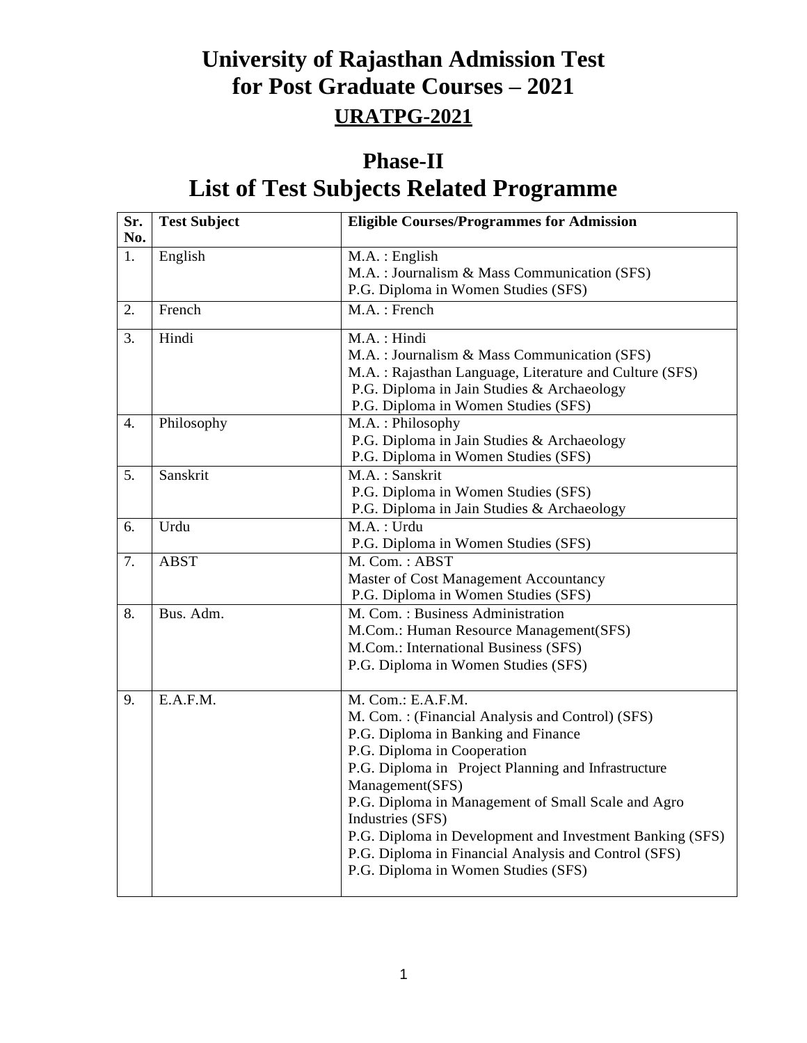# University of Rajasthan Admission Test for Post Graduate Courses – 2021

## URATPG-2021

## Phase-II
## List of Test Subjects Related Programme

| Sr. No. | Test Subject | Eligible Courses/Programmes for Admission |
|---|---|---|
| 1. | English | M.A. : English<br>M.A. : Journalism & Mass Communication (SFS)<br>P.G. Diploma in Women Studies (SFS) |
| 2. | French | M.A. : French |
| 3. | Hindi | M.A. : Hindi<br>M.A. : Journalism & Mass Communication (SFS)<br>M.A. : Rajasthan Language, Literature and Culture (SFS)<br>P.G. Diploma in Jain Studies & Archaeology<br>P.G. Diploma in Women Studies (SFS) |
| 4. | Philosophy | M.A. : Philosophy<br>P.G. Diploma in Jain Studies & Archaeology<br>P.G. Diploma in Women Studies (SFS) |
| 5. | Sanskrit | M.A. : Sanskrit<br>P.G. Diploma in Women Studies (SFS)<br>P.G. Diploma in Jain Studies & Archaeology |
| 6. | Urdu | M.A. : Urdu<br>P.G. Diploma in Women Studies (SFS) |
| 7. | ABST | M. Com. : ABST<br>Master of Cost Management Accountancy<br>P.G. Diploma in Women Studies (SFS) |
| 8. | Bus. Adm. | M. Com. : Business Administration<br>M.Com.: Human Resource Management(SFS)<br>M.Com.: International Business (SFS)<br>P.G. Diploma in Women Studies (SFS) |
| 9. | E.A.F.M. | M. Com.: E.A.F.M.<br>M. Com. : (Financial Analysis and Control) (SFS)<br>P.G. Diploma in Banking and Finance<br>P.G. Diploma in Cooperation<br>P.G. Diploma in Project Planning and Infrastructure Management(SFS)<br>P.G. Diploma in Management of Small Scale and Agro Industries (SFS)<br>P.G. Diploma in Development and Investment Banking (SFS)<br>P.G. Diploma in Financial Analysis and Control (SFS)<br>P.G. Diploma in Women Studies (SFS) |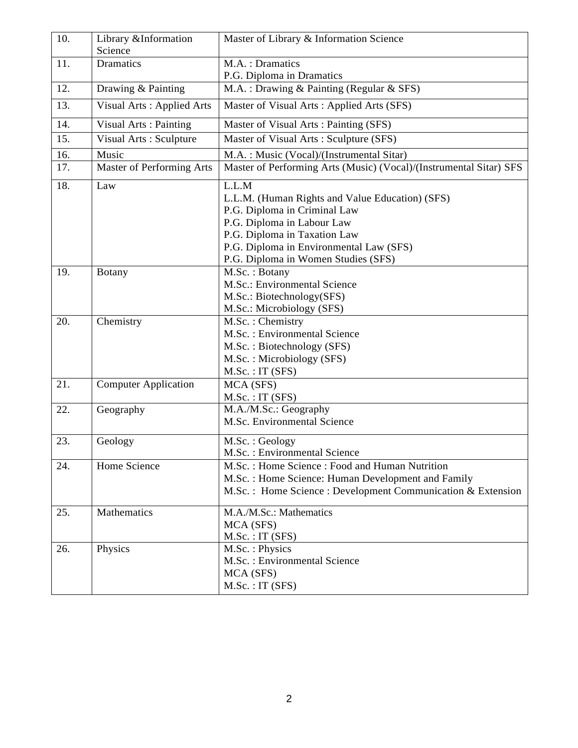| | | |
|---|---|---|
| 10. | Library &Information Science | Master of Library & Information Science |
| 11. | Dramatics | M.A. : Dramatics<br>P.G. Diploma in Dramatics |
| 12. | Drawing & Painting | M.A. : Drawing & Painting (Regular & SFS) |
| 13. | Visual Arts : Applied Arts | Master of Visual Arts : Applied Arts (SFS) |
| 14. | Visual Arts : Painting | Master of Visual Arts : Painting (SFS) |
| 15. | Visual Arts : Sculpture | Master of Visual Arts : Sculpture (SFS) |
| 16. | Music | M.A. : Music (Vocal)/(Instrumental Sitar) |
| 17. | Master of Performing Arts | Master of Performing Arts (Music) (Vocal)/(Instrumental Sitar) SFS |
| 18. | Law | L.L.M<br>L.L.M. (Human Rights and Value Education) (SFS)<br>P.G. Diploma in Criminal Law<br>P.G. Diploma in Labour Law<br>P.G. Diploma in Taxation Law<br>P.G. Diploma in Environmental Law (SFS)<br>P.G. Diploma in Women Studies (SFS) |
| 19. | Botany | M.Sc. : Botany<br>M.Sc.: Environmental Science<br>M.Sc.: Biotechnology(SFS)<br>M.Sc.: Microbiology (SFS) |
| 20. | Chemistry | M.Sc. : Chemistry<br>M.Sc. : Environmental Science<br>M.Sc. : Biotechnology (SFS)<br>M.Sc. : Microbiology (SFS)<br>M.Sc. : IT (SFS) |
| 21. | Computer Application | MCA (SFS)<br>M.Sc. : IT (SFS) |
| 22. | Geography | M.A./M.Sc.: Geography<br>M.Sc. Environmental Science |
| 23. | Geology | M.Sc. : Geology<br>M.Sc. : Environmental Science |
| 24. | Home Science | M.Sc. : Home Science : Food and Human Nutrition<br>M.Sc. : Home Science: Human Development and Family<br>M.Sc. : Home Science : Development Communication & Extension |
| 25. | Mathematics | M.A./M.Sc.: Mathematics<br>MCA (SFS)<br>M.Sc. : IT (SFS) |
| 26. | Physics | M.Sc. : Physics<br>M.Sc. : Environmental Science<br>MCA (SFS)<br>M.Sc. : IT (SFS) |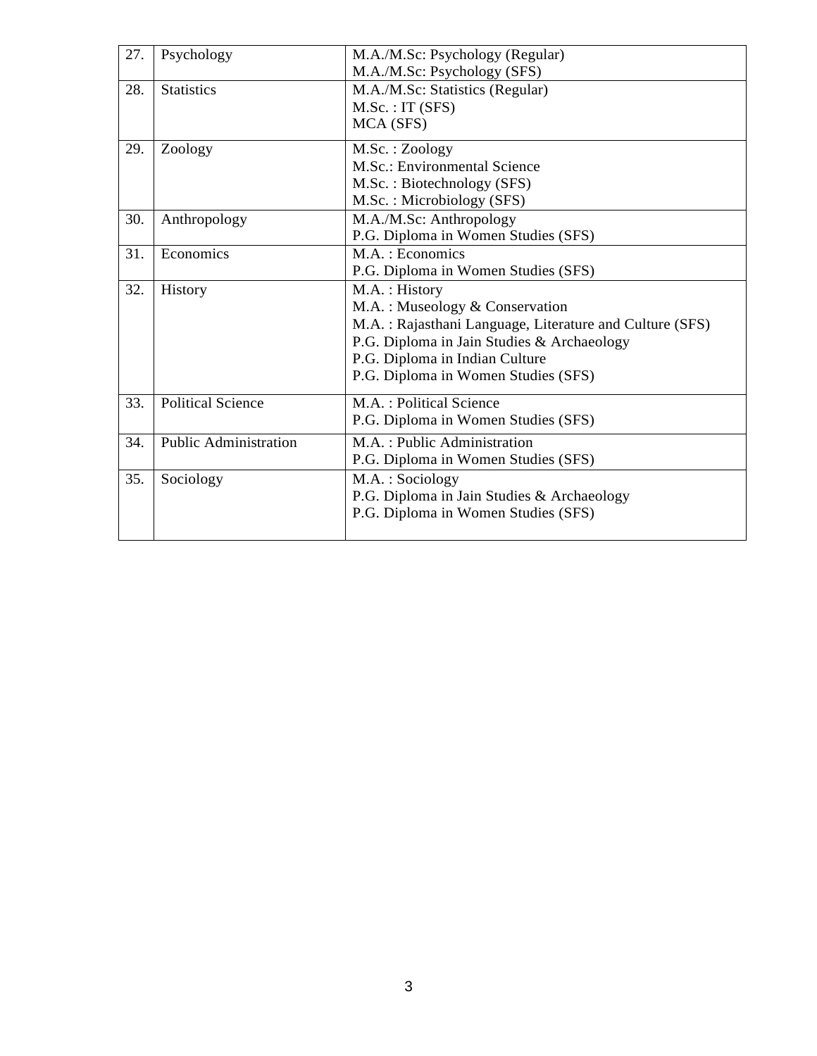| | | |
|---|---|---|
| 27. | Psychology | M.A./M.Sc: Psychology (Regular)<br>M.A./M.Sc: Psychology (SFS) |
| 28. | Statistics | M.A./M.Sc: Statistics (Regular)<br>M.Sc. : IT (SFS)<br>MCA (SFS) |
| 29. | Zoology | M.Sc. : Zoology<br>M.Sc.: Environmental Science<br>M.Sc. : Biotechnology (SFS)<br>M.Sc. : Microbiology (SFS) |
| 30. | Anthropology | M.A./M.Sc: Anthropology<br>P.G. Diploma in Women Studies (SFS) |
| 31. | Economics | M.A. : Economics<br>P.G. Diploma in Women Studies (SFS) |
| 32. | History | M.A. : History<br>M.A. : Museology & Conservation<br>M.A. : Rajasthani Language, Literature and Culture (SFS)<br>P.G. Diploma in Jain Studies & Archaeology<br>P.G. Diploma in Indian Culture<br>P.G. Diploma in Women Studies (SFS) |
| 33. | Political Science | M.A. : Political Science<br>P.G. Diploma in Women Studies (SFS) |
| 34. | Public Administration | M.A. : Public Administration<br>P.G. Diploma in Women Studies (SFS) |
| 35. | Sociology | M.A. : Sociology<br>P.G. Diploma in Jain Studies & Archaeology<br>P.G. Diploma in Women Studies (SFS) |